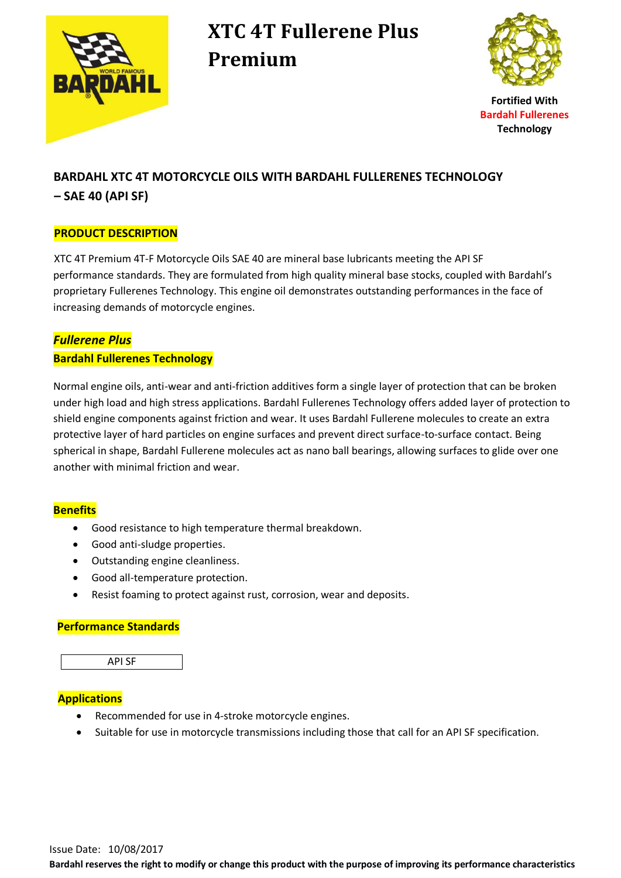# XTC 4T Fullerene Plus Premium

**Fortified With**
**Bardahl Fullerenes**
**Technology**

## BARDAHL XTC 4T MOTORCYCLE OILS WITH BARDAHL FULLERENES TECHNOLOGY – SAE 40 (API SF)

### PRODUCT DESCRIPTION

XTC 4T Premium 4T-F Motorcycle Oils SAE 40 are mineral base lubricants meeting the API SF performance standards. They are formulated from high quality mineral base stocks, coupled with Bardahl's proprietary Fullerenes Technology. This engine oil demonstrates outstanding performances in the face of increasing demands of motorcycle engines.

### *Fullerene Plus*
### Bardahl Fullerenes Technology

Normal engine oils, anti-wear and anti-friction additives form a single layer of protection that can be broken under high load and high stress applications. Bardahl Fullerenes Technology offers added layer of protection to shield engine components against friction and wear. It uses Bardahl Fullerene molecules to create an extra protective layer of hard particles on engine surfaces and prevent direct surface-to-surface contact. Being spherical in shape, Bardahl Fullerene molecules act as nano ball bearings, allowing surfaces to glide over one another with minimal friction and wear.

### Benefits

- Good resistance to high temperature thermal breakdown.
- Good anti-sludge properties.
- Outstanding engine cleanliness.
- Good all-temperature protection.
- Resist foaming to protect against rust, corrosion, wear and deposits.

### Performance Standards

| API SF |
|---|

### Applications

- Recommended for use in 4-stroke motorcycle engines.
- Suitable for use in motorcycle transmissions including those that call for an API SF specification.

Issue Date: 10/08/2017

**Bardahl reserves the right to modify or change this product with the purpose of improving its performance characteristics**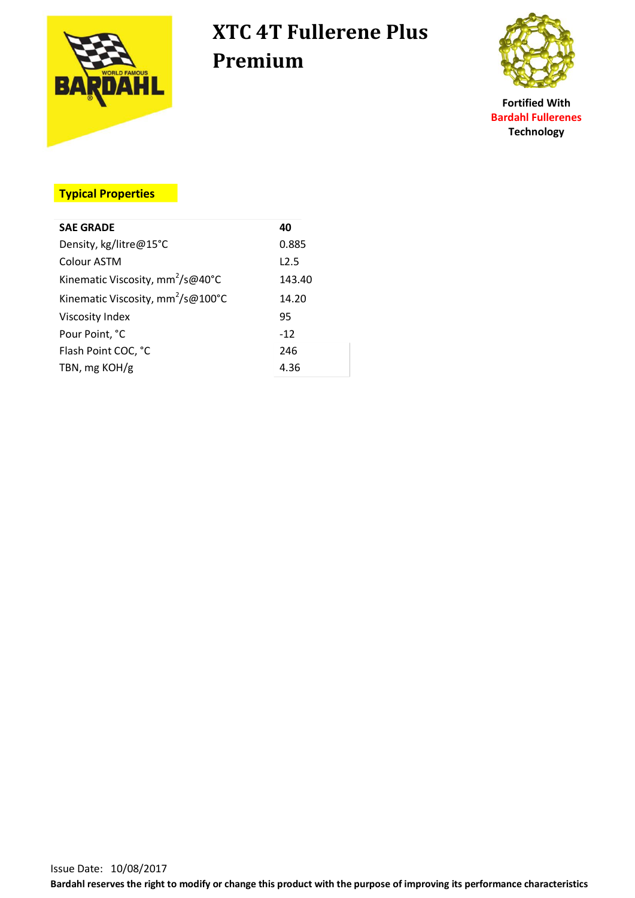# XTC 4T Fullerene Plus Premium

Fortified With
Bardahl Fullerenes
Technology

## Typical Properties

| | |
|---|---|
| **SAE GRADE** | **40** |
| Density, kg/litre@15°C | 0.885 |
| Colour ASTM | L2.5 |
| Kinematic Viscosity, $mm^2/s$@40°C | 143.40 |
| Kinematic Viscosity, $mm^2/s$@100°C | 14.20 |
| Viscosity Index | 95 |
| Pour Point, °C | -12 |
| Flash Point COC, °C | 246 |
| TBN, mg KOH/g | 4.36 |

Issue Date: 10/08/2017

**Bardahl reserves the right to modify or change this product with the purpose of improving its performance characteristics**